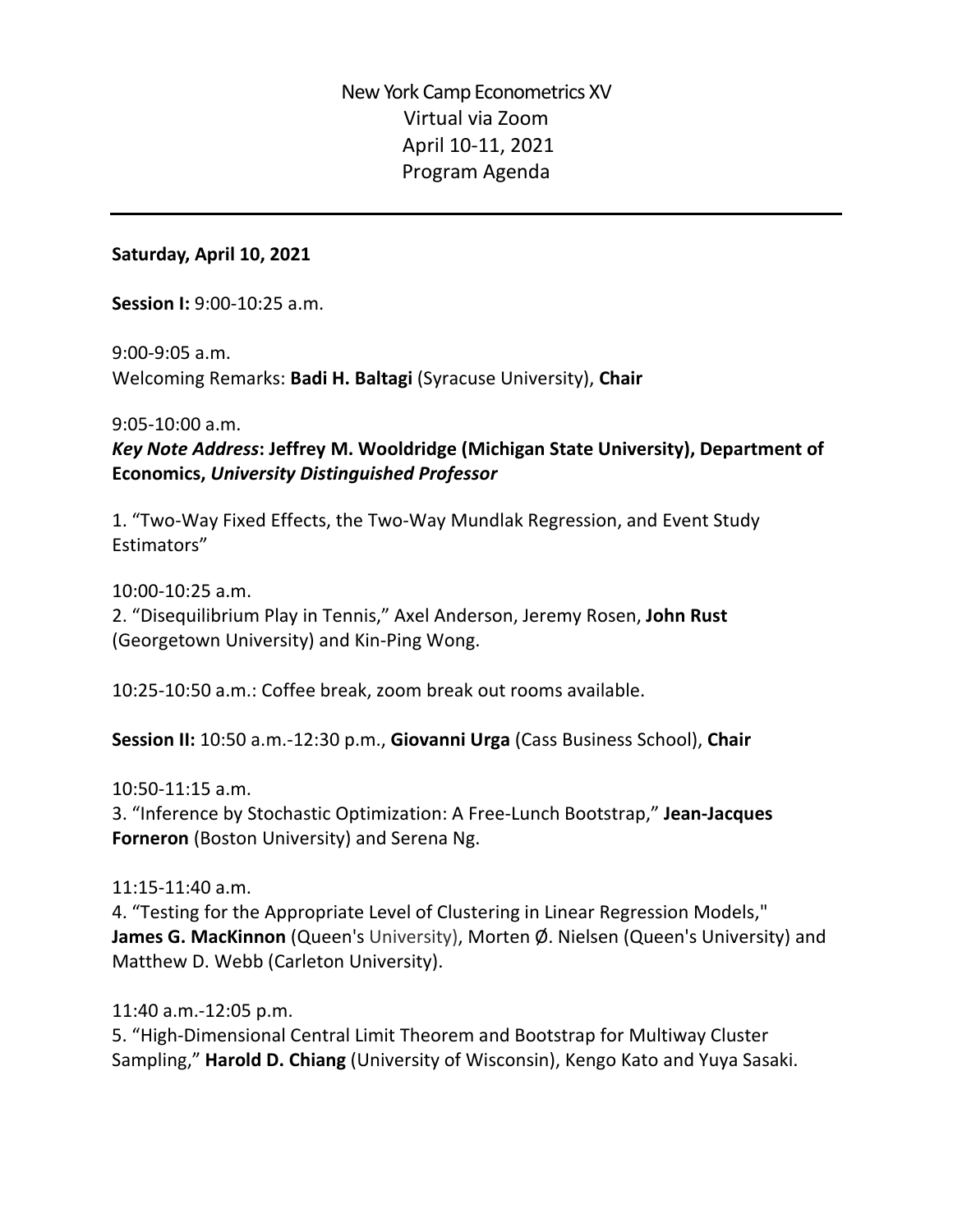# New York Camp Econometrics XV
## Virtual via Zoom
## April 10-11, 2021
## Program Agenda

---

**Saturday, April 10, 2021**

**Session I:** 9:00-10:25 a.m.

9:00-9:05 a.m.
Welcoming Remarks: **Badi H. Baltagi** (Syracuse University), **Chair**

9:05-10:00 a.m.
***Key Note Address*: Jeffrey M. Wooldridge (Michigan State University), Department of Economics, *University Distinguished Professor***

1. "Two-Way Fixed Effects, the Two-Way Mundlak Regression, and Event Study Estimators"

10:00-10:25 a.m.
2. "Disequilibrium Play in Tennis," Axel Anderson, Jeremy Rosen, **John Rust** (Georgetown University) and Kin-Ping Wong.

10:25-10:50 a.m.: Coffee break, zoom break out rooms available.

**Session II:** 10:50 a.m.-12:30 p.m., **Giovanni Urga** (Cass Business School), **Chair**

10:50-11:15 a.m.
3. "Inference by Stochastic Optimization: A Free-Lunch Bootstrap," **Jean-Jacques Forneron** (Boston University) and Serena Ng.

11:15-11:40 a.m.
4. "Testing for the Appropriate Level of Clustering in Linear Regression Models," **James G. MacKinnon** (Queen's University), Morten Ø. Nielsen (Queen's University) and Matthew D. Webb (Carleton University).

11:40 a.m.-12:05 p.m.
5. "High-Dimensional Central Limit Theorem and Bootstrap for Multiway Cluster Sampling," **Harold D. Chiang** (University of Wisconsin), Kengo Kato and Yuya Sasaki.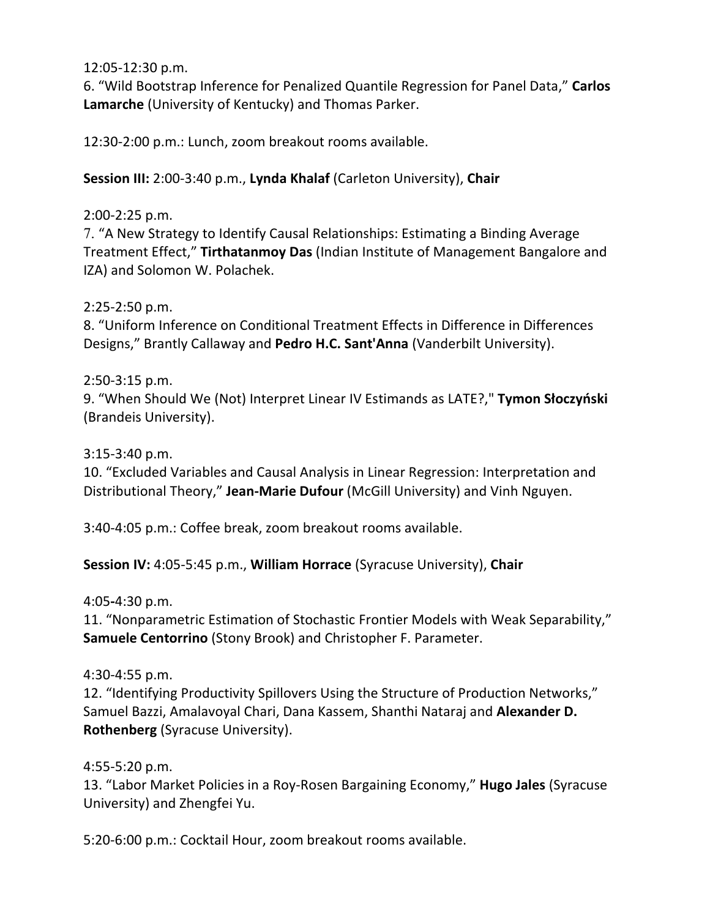12:05-12:30 p.m.
6. “Wild Bootstrap Inference for Penalized Quantile Regression for Panel Data,” **Carlos Lamarche** (University of Kentucky) and Thomas Parker.

12:30-2:00 p.m.: Lunch, zoom breakout rooms available.

**Session III:** 2:00-3:40 p.m., **Lynda Khalaf** (Carleton University), **Chair**

2:00-2:25 p.m.
7. “A New Strategy to Identify Causal Relationships: Estimating a Binding Average Treatment Effect,” **Tirthatanmoy Das** (Indian Institute of Management Bangalore and IZA) and Solomon W. Polachek.

2:25-2:50 p.m.
8. “Uniform Inference on Conditional Treatment Effects in Difference in Differences Designs,” Brantly Callaway and **Pedro H.C. Sant'Anna** (Vanderbilt University).

2:50-3:15 p.m.
9. “When Should We (Not) Interpret Linear IV Estimands as LATE?," **Tymon Słoczyński** (Brandeis University).

3:15-3:40 p.m.
10. “Excluded Variables and Causal Analysis in Linear Regression: Interpretation and Distributional Theory,” **Jean-Marie Dufour** (McGill University) and Vinh Nguyen.

3:40-4:05 p.m.: Coffee break, zoom breakout rooms available.

**Session IV:** 4:05-5:45 p.m., **William Horrace** (Syracuse University), **Chair**

4:05-4:30 p.m.
11. “Nonparametric Estimation of Stochastic Frontier Models with Weak Separability,” **Samuele Centorrino** (Stony Brook) and Christopher F. Parameter.

4:30-4:55 p.m.
12. “Identifying Productivity Spillovers Using the Structure of Production Networks,” Samuel Bazzi, Amalavoyal Chari, Dana Kassem, Shanthi Nataraj and **Alexander D. Rothenberg** (Syracuse University).

4:55-5:20 p.m.
13. “Labor Market Policies in a Roy-Rosen Bargaining Economy,” **Hugo Jales** (Syracuse University) and Zhengfei Yu.

5:20-6:00 p.m.: Cocktail Hour, zoom breakout rooms available.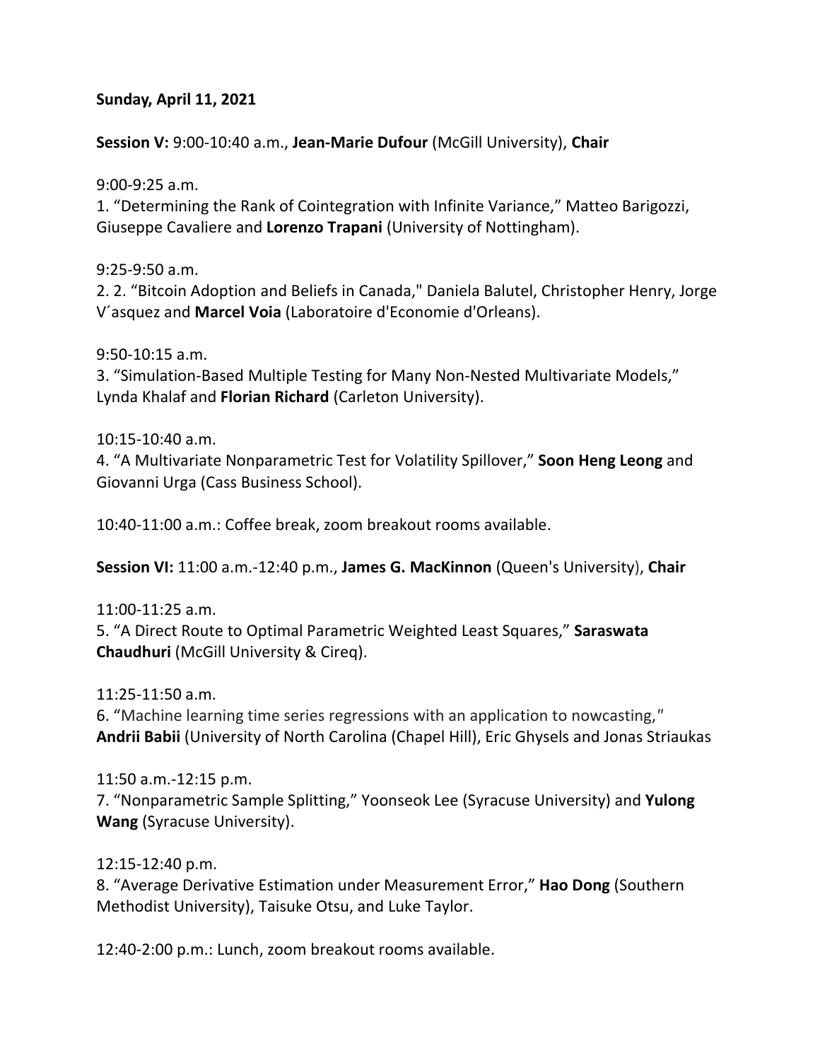**Sunday, April 11, 2021**

**Session V:** 9:00-10:40 a.m., **Jean-Marie Dufour** (McGill University), **Chair**

9:00-9:25 a.m.
1. "Determining the Rank of Cointegration with Infinite Variance," Matteo Barigozzi, Giuseppe Cavaliere and **Lorenzo Trapani** (University of Nottingham).

9:25-9:50 a.m.
2. 2. "Bitcoin Adoption and Beliefs in Canada," Daniela Balutel, Christopher Henry, Jorge V´asquez and **Marcel Voia** (Laboratoire d'Economie d'Orleans).

9:50-10:15 a.m.
3. "Simulation-Based Multiple Testing for Many Non-Nested Multivariate Models," Lynda Khalaf and **Florian Richard** (Carleton University).

10:15-10:40 a.m.
4. "A Multivariate Nonparametric Test for Volatility Spillover," **Soon Heng Leong** and Giovanni Urga (Cass Business School).

10:40-11:00 a.m.: Coffee break, zoom breakout rooms available.

**Session VI:** 11:00 a.m.-12:40 p.m., **James G. MacKinnon** (Queen's University), **Chair**

11:00-11:25 a.m.
5. "A Direct Route to Optimal Parametric Weighted Least Squares," **Saraswata Chaudhuri** (McGill University & Cireq).

11:25-11:50 a.m.
6. "Machine learning time series regressions with an application to nowcasting," **Andrii Babii** (University of North Carolina (Chapel Hill), Eric Ghysels and Jonas Striaukas

11:50 a.m.-12:15 p.m.
7. "Nonparametric Sample Splitting," Yoonseok Lee (Syracuse University) and **Yulong Wang** (Syracuse University).

12:15-12:40 p.m.
8. "Average Derivative Estimation under Measurement Error," **Hao Dong** (Southern Methodist University), Taisuke Otsu, and Luke Taylor.

12:40-2:00 p.m.: Lunch, zoom breakout rooms available.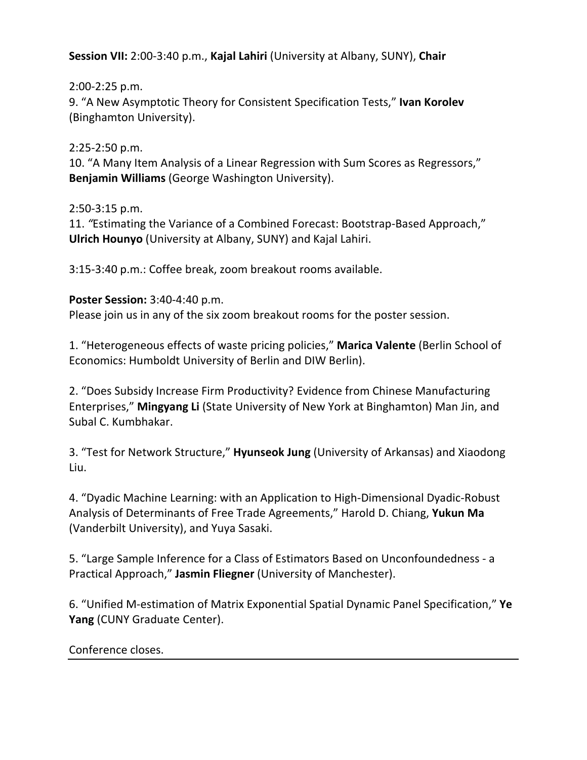**Session VII:** 2:00-3:40 p.m., **Kajal Lahiri** (University at Albany, SUNY), **Chair**

2:00-2:25 p.m.
9. "A New Asymptotic Theory for Consistent Specification Tests," **Ivan Korolev** (Binghamton University).

2:25-2:50 p.m.
10. "A Many Item Analysis of a Linear Regression with Sum Scores as Regressors," **Benjamin Williams** (George Washington University).

2:50-3:15 p.m.
11. "Estimating the Variance of a Combined Forecast: Bootstrap-Based Approach," **Ulrich Hounyo** (University at Albany, SUNY) and Kajal Lahiri.

3:15-3:40 p.m.: Coffee break, zoom breakout rooms available.

**Poster Session:** 3:40-4:40 p.m.
Please join us in any of the six zoom breakout rooms for the poster session.

1. "Heterogeneous effects of waste pricing policies," **Marica Valente** (Berlin School of Economics: Humboldt University of Berlin and DIW Berlin).

2. "Does Subsidy Increase Firm Productivity? Evidence from Chinese Manufacturing Enterprises," **Mingyang Li** (State University of New York at Binghamton) Man Jin, and Subal C. Kumbhakar.

3. "Test for Network Structure," **Hyunseok Jung** (University of Arkansas) and Xiaodong Liu.

4. "Dyadic Machine Learning: with an Application to High-Dimensional Dyadic-Robust Analysis of Determinants of Free Trade Agreements," Harold D. Chiang, **Yukun Ma** (Vanderbilt University), and Yuya Sasaki.

5. "Large Sample Inference for a Class of Estimators Based on Unconfoundedness - a Practical Approach," **Jasmin Fliegner** (University of Manchester).

6. "Unified M-estimation of Matrix Exponential Spatial Dynamic Panel Specification," **Ye Yang** (CUNY Graduate Center).

Conference closes.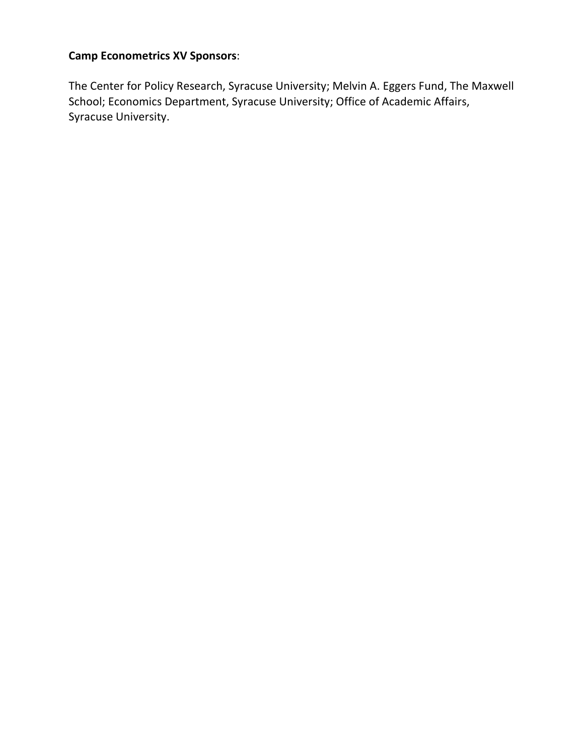**Camp Econometrics XV Sponsors**:

The Center for Policy Research, Syracuse University; Melvin A. Eggers Fund, The Maxwell School; Economics Department, Syracuse University; Office of Academic Affairs, Syracuse University.